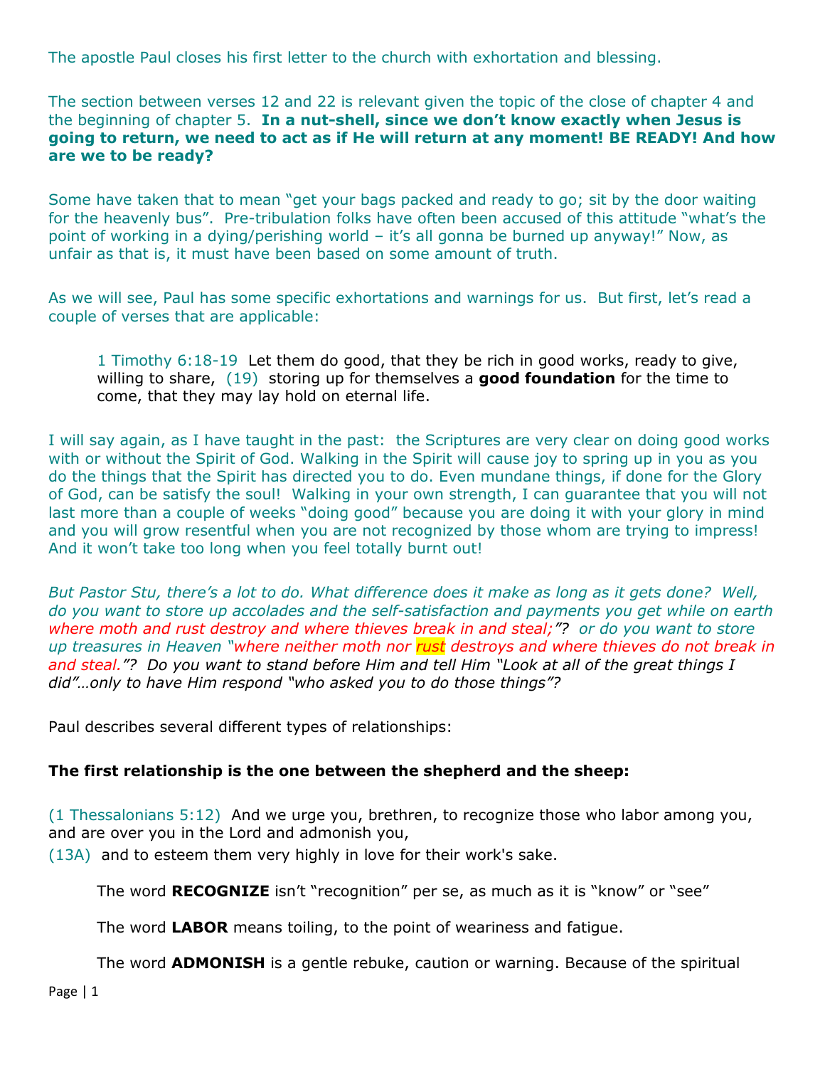The apostle Paul closes his first letter to the church with exhortation and blessing.

The section between verses 12 and 22 is relevant given the topic of the close of chapter 4 and the beginning of chapter 5. **In a nut-shell, since we don't know exactly when Jesus is going to return, we need to act as if He will return at any moment! BE READY! And how are we to be ready?**

Some have taken that to mean "get your bags packed and ready to go; sit by the door waiting for the heavenly bus". Pre-tribulation folks have often been accused of this attitude "what's the point of working in a dying/perishing world – it's all gonna be burned up anyway!" Now, as unfair as that is, it must have been based on some amount of truth.

As we will see, Paul has some specific exhortations and warnings for us. But first, let's read a couple of verses that are applicable:

> 1 Timothy 6:18-19 Let them do good, that they be rich in good works, ready to give, willing to share, (19) storing up for themselves a **good foundation** for the time to come, that they may lay hold on eternal life.

I will say again, as I have taught in the past: the Scriptures are very clear on doing good works with or without the Spirit of God. Walking in the Spirit will cause joy to spring up in you as you do the things that the Spirit has directed you to do. Even mundane things, if done for the Glory of God, can be satisfy the soul! Walking in your own strength, I can guarantee that you will not last more than a couple of weeks "doing good" because you are doing it with your glory in mind and you will grow resentful when you are not recognized by those whom are trying to impress! And it won't take too long when you feel totally burnt out!

*But Pastor Stu, there's a lot to do. What difference does it make as long as it gets done? Well, do you want to store up accolades and the self-satisfaction and payments you get while on earth where moth and rust destroy and where thieves break in and steal;"? or do you want to store up treasures in Heaven "where neither moth nor rust destroys and where thieves do not break in and steal."? Do you want to stand before Him and tell Him "Look at all of the great things I did"…only to have Him respond "who asked you to do those things"?*

Paul describes several different types of relationships:

**The first relationship is the one between the shepherd and the sheep:**

(1 Thessalonians 5:12) And we urge you, brethren, to recognize those who labor among you, and are over you in the Lord and admonish you,
(13A) and to esteem them very highly in love for their work's sake.

> The word **RECOGNIZE** isn't "recognition" per se, as much as it is "know" or "see"
>
> The word **LABOR** means toiling, to the point of weariness and fatigue.
>
> The word **ADMONISH** is a gentle rebuke, caution or warning. Because of the spiritual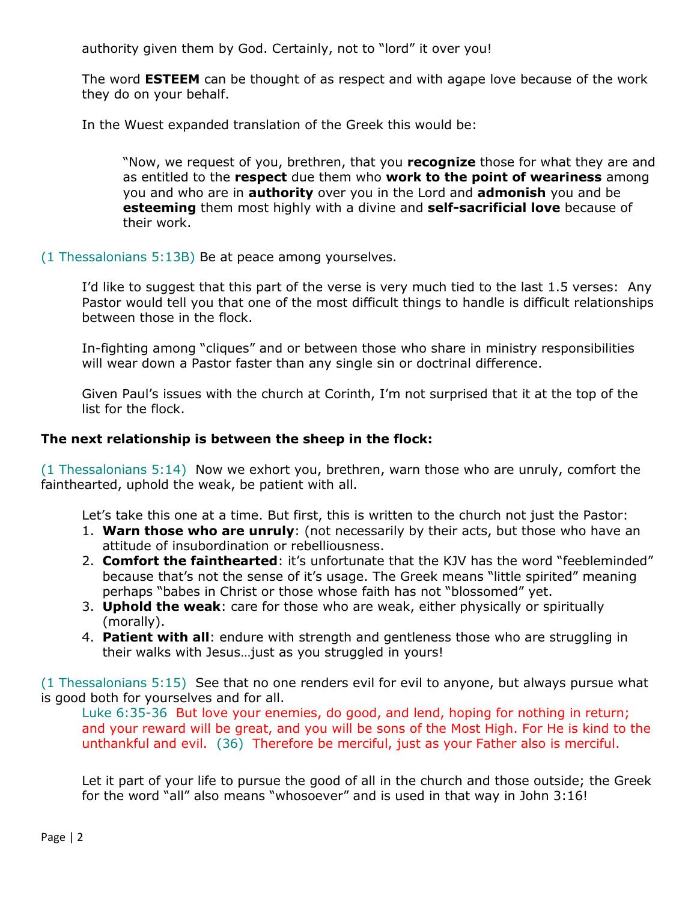authority given them by God. Certainly, not to "lord" it over you!

The word **ESTEEM** can be thought of as respect and with agape love because of the work they do on your behalf.

In the Wuest expanded translation of the Greek this would be:

> "Now, we request of you, brethren, that you **recognize** those for what they are and as entitled to the **respect** due them who **work to the point of weariness** among you and who are in **authority** over you in the Lord and **admonish** you and be **esteeming** them most highly with a divine and **self-sacrificial love** because of their work.

(1 Thessalonians 5:13B) Be at peace among yourselves.

I'd like to suggest that this part of the verse is very much tied to the last 1.5 verses: Any Pastor would tell you that one of the most difficult things to handle is difficult relationships between those in the flock.

In-fighting among "cliques" and or between those who share in ministry responsibilities will wear down a Pastor faster than any single sin or doctrinal difference.

Given Paul's issues with the church at Corinth, I'm not surprised that it at the top of the list for the flock.

**The next relationship is between the sheep in the flock:**

(1 Thessalonians 5:14) Now we exhort you, brethren, warn those who are unruly, comfort the fainthearted, uphold the weak, be patient with all.

Let's take this one at a time. But first, this is written to the church not just the Pastor:

1. **Warn those who are unruly**: (not necessarily by their acts, but those who have an attitude of insubordination or rebelliousness.
2. **Comfort the fainthearted**: it's unfortunate that the KJV has the word "feebleminded" because that's not the sense of it's usage. The Greek means "little spirited" meaning perhaps "babes in Christ or those whose faith has not "blossomed" yet.
3. **Uphold the weak**: care for those who are weak, either physically or spiritually (morally).
4. **Patient with all**: endure with strength and gentleness those who are struggling in their walks with Jesus…just as you struggled in yours!

(1 Thessalonians 5:15) See that no one renders evil for evil to anyone, but always pursue what is good both for yourselves and for all.

Luke 6:35-36 But love your enemies, do good, and lend, hoping for nothing in return; and your reward will be great, and you will be sons of the Most High. For He is kind to the unthankful and evil. (36) Therefore be merciful, just as your Father also is merciful.

Let it part of your life to pursue the good of all in the church and those outside; the Greek for the word "all" also means "whosoever" and is used in that way in John 3:16!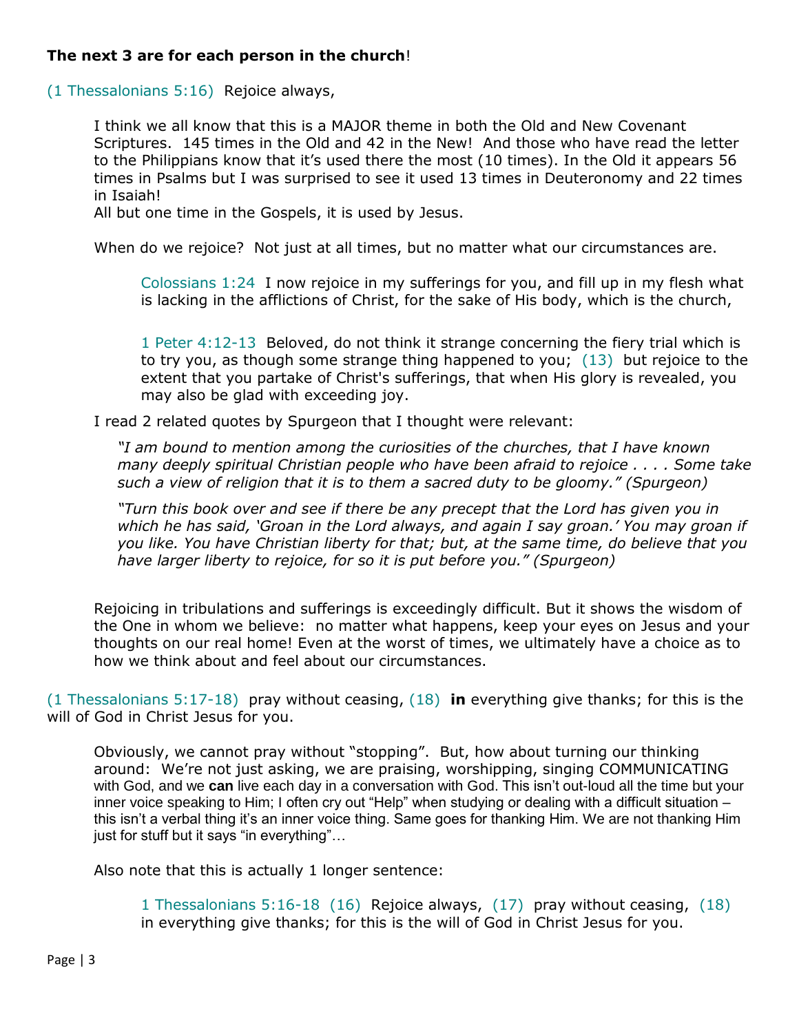**The next 3 are for each person in the church**!

(1 Thessalonians 5:16) Rejoice always,

> I think we all know that this is a MAJOR theme in both the Old and New Covenant Scriptures. 145 times in the Old and 42 in the New! And those who have read the letter to the Philippians know that it's used there the most (10 times). In the Old it appears 56 times in Psalms but I was surprised to see it used 13 times in Deuteronomy and 22 times in Isaiah!
> All but one time in the Gospels, it is used by Jesus.
>
> When do we rejoice? Not just at all times, but no matter what our circumstances are.
>
> > Colossians 1:24 I now rejoice in my sufferings for you, and fill up in my flesh what is lacking in the afflictions of Christ, for the sake of His body, which is the church,
> >
> > 1 Peter 4:12-13 Beloved, do not think it strange concerning the fiery trial which is to try you, as though some strange thing happened to you; (13) but rejoice to the extent that you partake of Christ's sufferings, that when His glory is revealed, you may also be glad with exceeding joy.
>
> I read 2 related quotes by Spurgeon that I thought were relevant:
>
> *"I am bound to mention among the curiosities of the churches, that I have known many deeply spiritual Christian people who have been afraid to rejoice . . . . Some take such a view of religion that it is to them a sacred duty to be gloomy." (Spurgeon)*
>
> *"Turn this book over and see if there be any precept that the Lord has given you in which he has said, 'Groan in the Lord always, and again I say groan.' You may groan if you like. You have Christian liberty for that; but, at the same time, do believe that you have larger liberty to rejoice, for so it is put before you." (Spurgeon)*
>
> Rejoicing in tribulations and sufferings is exceedingly difficult. But it shows the wisdom of the One in whom we believe: no matter what happens, keep your eyes on Jesus and your thoughts on our real home! Even at the worst of times, we ultimately have a choice as to how we think about and feel about our circumstances.

(1 Thessalonians 5:17-18) pray without ceasing, (18) **in** everything give thanks; for this is the will of God in Christ Jesus for you.

> Obviously, we cannot pray without "stopping". But, how about turning our thinking around: We're not just asking, we are praising, worshipping, singing COMMUNICATING with God, and we **can** live each day in a conversation with God. This isn't out-loud all the time but your inner voice speaking to Him; I often cry out "Help" when studying or dealing with a difficult situation – this isn't a verbal thing it's an inner voice thing. Same goes for thanking Him. We are not thanking Him just for stuff but it says "in everything"…
>
> Also note that this is actually 1 longer sentence:
>
> > 1 Thessalonians 5:16-18 (16) Rejoice always, (17) pray without ceasing, (18) in everything give thanks; for this is the will of God in Christ Jesus for you.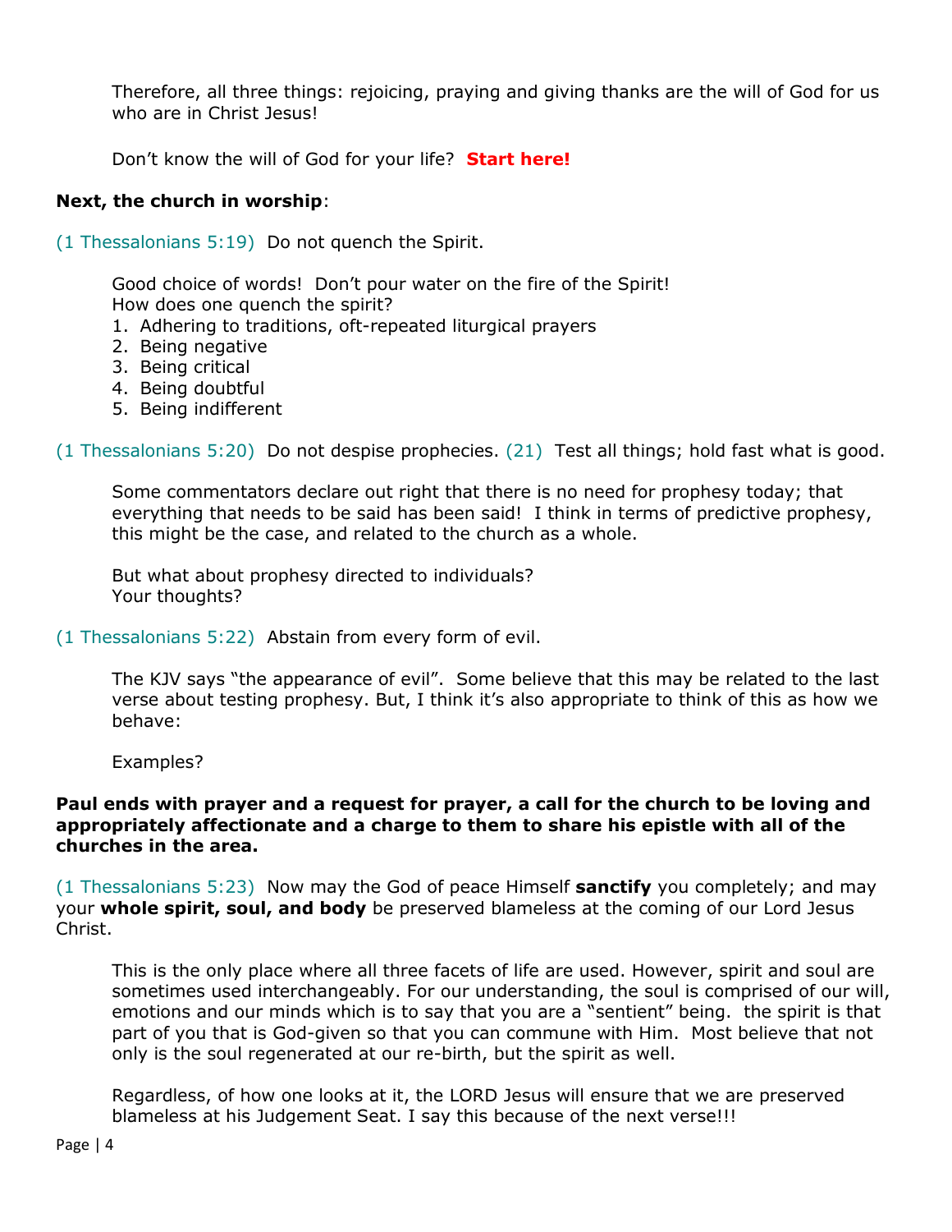Therefore, all three things: rejoicing, praying and giving thanks are the will of God for us who are in Christ Jesus!

Don't know the will of God for your life? **Start here!**

**Next, the church in worship**:

(1 Thessalonians 5:19) Do not quench the Spirit.

Good choice of words! Don't pour water on the fire of the Spirit!
How does one quench the spirit?

1. Adhering to traditions, oft-repeated liturgical prayers
2. Being negative
3. Being critical
4. Being doubtful
5. Being indifferent

(1 Thessalonians 5:20) Do not despise prophecies. (21) Test all things; hold fast what is good.

Some commentators declare out right that there is no need for prophesy today; that everything that needs to be said has been said! I think in terms of predictive prophesy, this might be the case, and related to the church as a whole.

But what about prophesy directed to individuals?
Your thoughts?

(1 Thessalonians 5:22) Abstain from every form of evil.

The KJV says "the appearance of evil". Some believe that this may be related to the last verse about testing prophesy. But, I think it's also appropriate to think of this as how we behave:

Examples?

**Paul ends with prayer and a request for prayer, a call for the church to be loving and appropriately affectionate and a charge to them to share his epistle with all of the churches in the area.**

(1 Thessalonians 5:23) Now may the God of peace Himself **sanctify** you completely; and may your **whole spirit, soul, and body** be preserved blameless at the coming of our Lord Jesus Christ.

This is the only place where all three facets of life are used. However, spirit and soul are sometimes used interchangeably. For our understanding, the soul is comprised of our will, emotions and our minds which is to say that you are a "sentient" being. the spirit is that part of you that is God-given so that you can commune with Him. Most believe that not only is the soul regenerated at our re-birth, but the spirit as well.

Regardless, of how one looks at it, the LORD Jesus will ensure that we are preserved blameless at his Judgement Seat. I say this because of the next verse!!!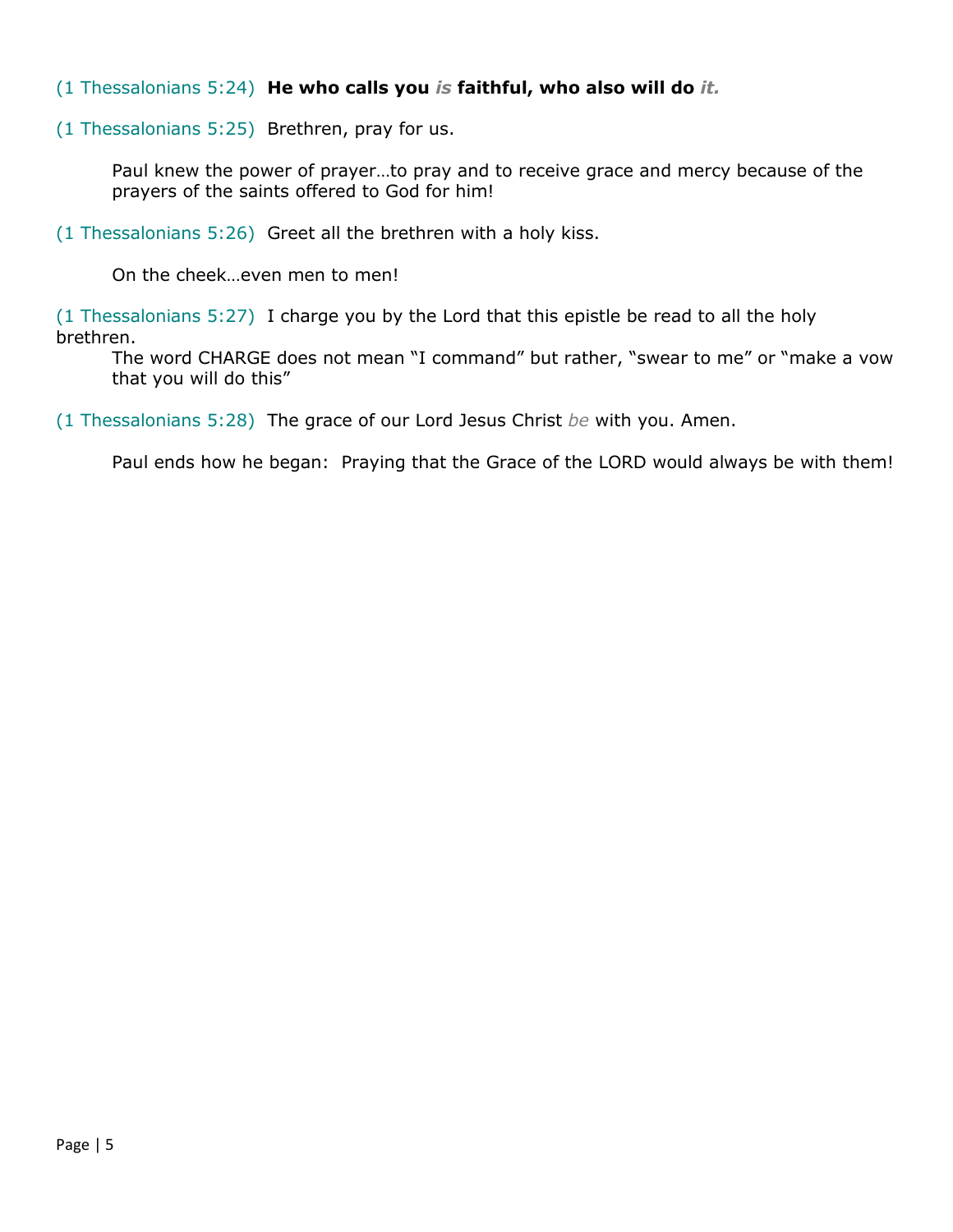(1 Thessalonians 5:24) **He who calls you *is* faithful, who also will do *it.***

(1 Thessalonians 5:25) Brethren, pray for us.

Paul knew the power of prayer…to pray and to receive grace and mercy because of the prayers of the saints offered to God for him!

(1 Thessalonians 5:26) Greet all the brethren with a holy kiss.

On the cheek…even men to men!

(1 Thessalonians 5:27) I charge you by the Lord that this epistle be read to all the holy brethren.

The word CHARGE does not mean "I command" but rather, "swear to me" or "make a vow that you will do this"

(1 Thessalonians 5:28) The grace of our Lord Jesus Christ *be* with you. Amen.

Paul ends how he began: Praying that the Grace of the LORD would always be with them!